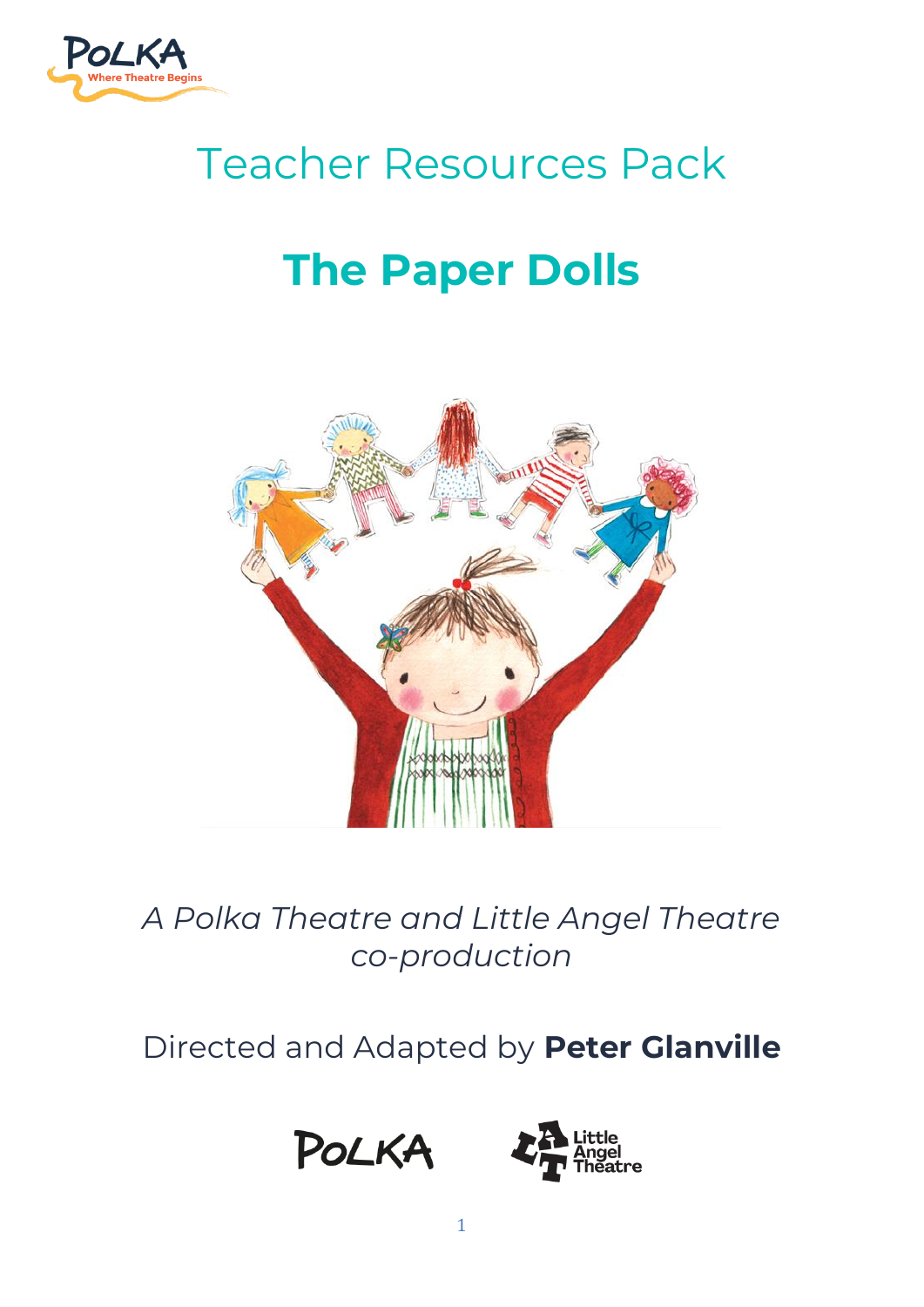# Teacher Resources Pack

## The Paper Dolls

*A Polka Theatre and Little Angel Theatre co-production*

Directed and Adapted by **Peter Glanville**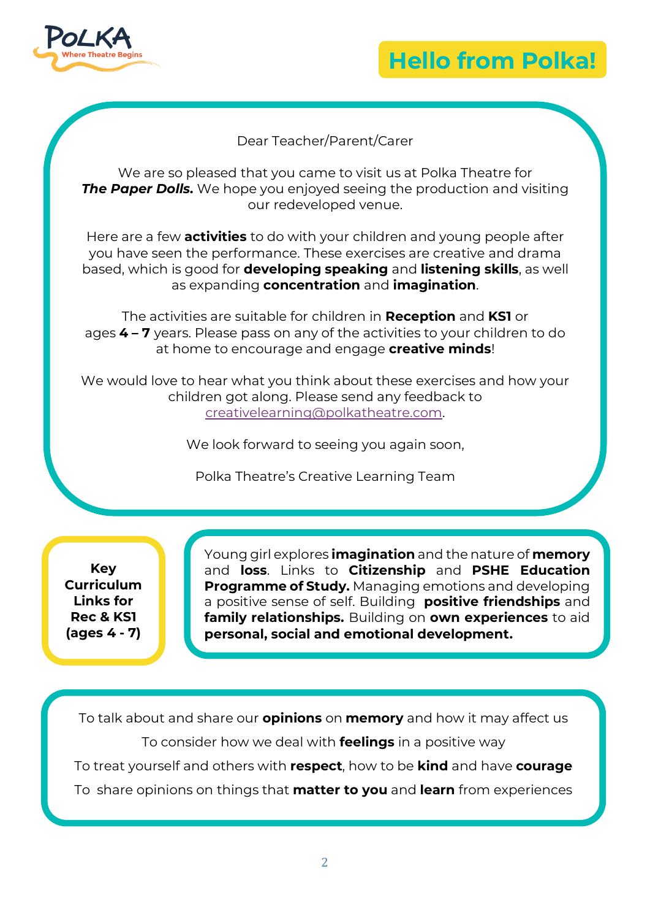POLKA
Where Theatre Begins

# Hello from Polka!

Dear Teacher/Parent/Carer

We are so pleased that you came to visit us at Polka Theatre for ***The Paper Dolls.*** We hope you enjoyed seeing the production and visiting our redeveloped venue.

Here are a few **activities** to do with your children and young people after you have seen the performance. These exercises are creative and drama based, which is good for **developing speaking** and **listening skills**, as well as expanding **concentration** and **imagination**.

The activities are suitable for children in **Reception** and **KS1** or ages **4 – 7** years. Please pass on any of the activities to your children to do at home to encourage and engage **creative minds**!

We would love to hear what you think about these exercises and how your children got along. Please send any feedback to creativelearning@polkatheatre.com.

We look forward to seeing you again soon,

Polka Theatre's Creative Learning Team

**Key Curriculum Links for Rec & KS1 (ages 4 - 7)**

Young girl explores **imagination** and the nature of **memory** and **loss**. Links to **Citizenship** and **PSHE Education Programme of Study.** Managing emotions and developing a positive sense of self. Building **positive friendships** and **family relationships.** Building on **own experiences** to aid **personal, social and emotional development.**

To talk about and share our **opinions** on **memory** and how it may affect us

To consider how we deal with **feelings** in a positive way

To treat yourself and others with **respect**, how to be **kind** and have **courage**

To share opinions on things that **matter to you** and **learn** from experiences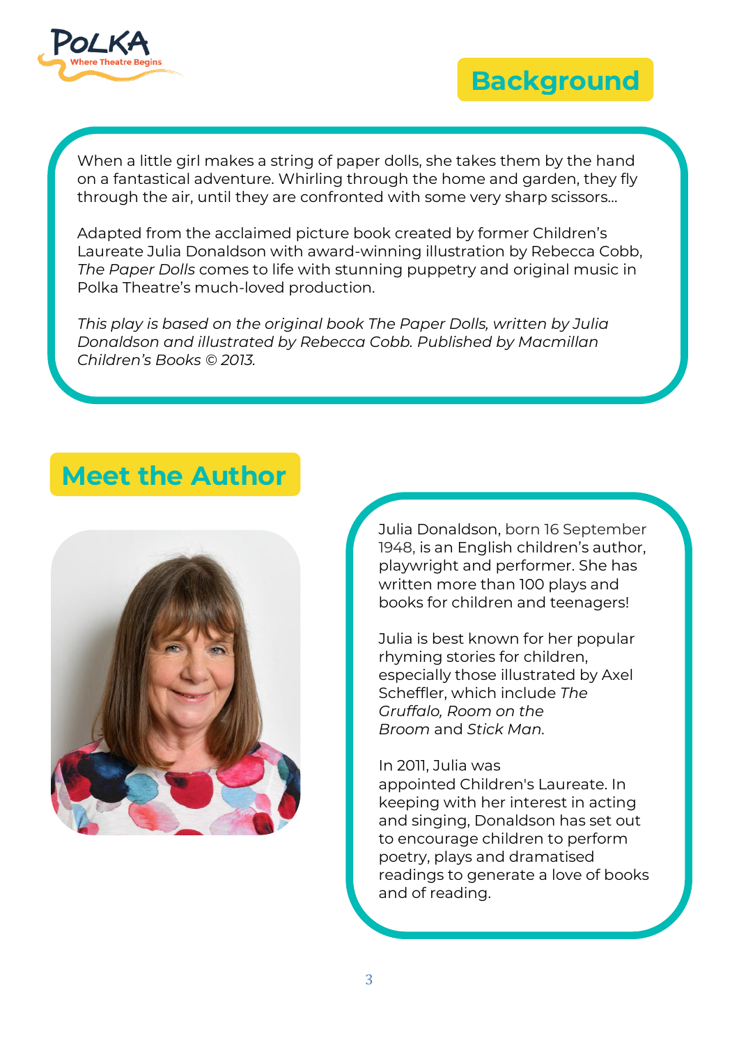## Background

When a little girl makes a string of paper dolls, she takes them by the hand on a fantastical adventure. Whirling through the home and garden, they fly through the air, until they are confronted with some very sharp scissors...

Adapted from the acclaimed picture book created by former Children's Laureate Julia Donaldson with award-winning illustration by Rebecca Cobb, *The Paper Dolls* comes to life with stunning puppetry and original music in Polka Theatre's much-loved production.

*This play is based on the original book The Paper Dolls, written by Julia Donaldson and illustrated by Rebecca Cobb. Published by Macmillan Children's Books © 2013.*

## Meet the Author

Julia Donaldson, born 16 September 1948, is an English children's author, playwright and performer. She has written more than 100 plays and books for children and teenagers!

Julia is best known for her popular rhyming stories for children, especially those illustrated by Axel Scheffler, which include *The Gruffalo, Room on the Broom* and *Stick Man*.

In 2011, Julia was appointed Children's Laureate. In keeping with her interest in acting and singing, Donaldson has set out to encourage children to perform poetry, plays and dramatised readings to generate a love of books and of reading.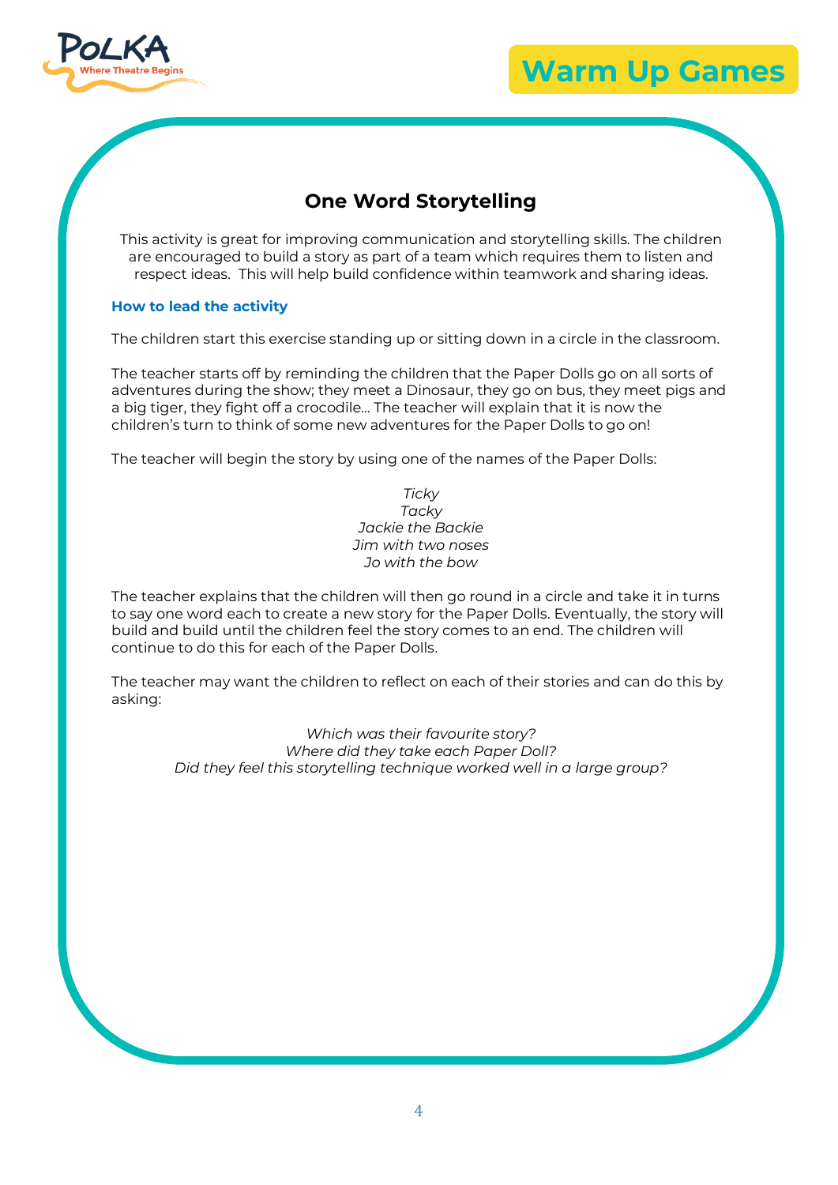# Warm Up Games

## One Word Storytelling

This activity is great for improving communication and storytelling skills. The children are encouraged to build a story as part of a team which requires them to listen and respect ideas. This will help build confidence within teamwork and sharing ideas.

### How to lead the activity

The children start this exercise standing up or sitting down in a circle in the classroom.

The teacher starts off by reminding the children that the Paper Dolls go on all sorts of adventures during the show; they meet a Dinosaur, they go on bus, they meet pigs and a big tiger, they fight off a crocodile… The teacher will explain that it is now the children's turn to think of some new adventures for the Paper Dolls to go on!

The teacher will begin the story by using one of the names of the Paper Dolls:

*Ticky*
*Tacky*
*Jackie the Backie*
*Jim with two noses*
*Jo with the bow*

The teacher explains that the children will then go round in a circle and take it in turns to say one word each to create a new story for the Paper Dolls. Eventually, the story will build and build until the children feel the story comes to an end. The children will continue to do this for each of the Paper Dolls.

The teacher may want the children to reflect on each of their stories and can do this by asking:

*Which was their favourite story?*
*Where did they take each Paper Doll?*
*Did they feel this storytelling technique worked well in a large group?*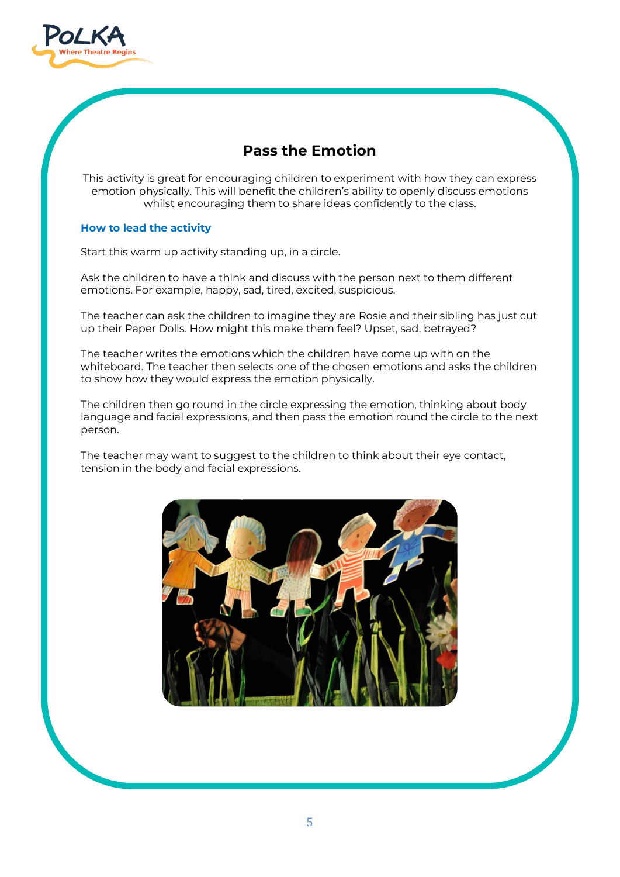# Pass the Emotion

This activity is great for encouraging children to experiment with how they can express emotion physically. This will benefit the children's ability to openly discuss emotions whilst encouraging them to share ideas confidently to the class.

### How to lead the activity

Start this warm up activity standing up, in a circle.

Ask the children to have a think and discuss with the person next to them different emotions. For example, happy, sad, tired, excited, suspicious.

The teacher can ask the children to imagine they are Rosie and their sibling has just cut up their Paper Dolls. How might this make them feel? Upset, sad, betrayed?

The teacher writes the emotions which the children have come up with on the whiteboard. The teacher then selects one of the chosen emotions and asks the children to show how they would express the emotion physically.

The children then go round in the circle expressing the emotion, thinking about body language and facial expressions, and then pass the emotion round the circle to the next person.

The teacher may want to suggest to the children to think about their eye contact, tension in the body and facial expressions.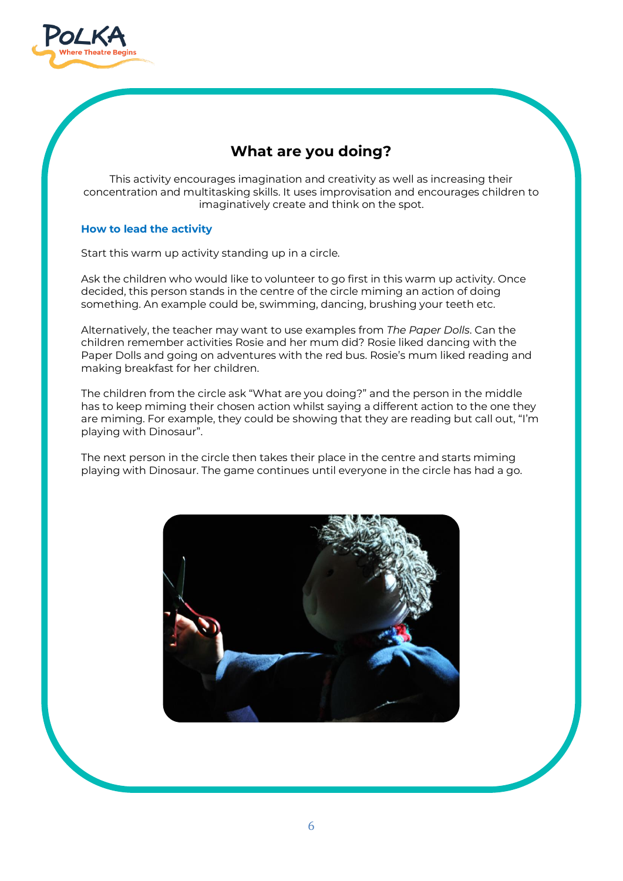## What are you doing?

This activity encourages imagination and creativity as well as increasing their concentration and multitasking skills. It uses improvisation and encourages children to imaginatively create and think on the spot.

### How to lead the activity

Start this warm up activity standing up in a circle.

Ask the children who would like to volunteer to go first in this warm up activity. Once decided, this person stands in the centre of the circle miming an action of doing something. An example could be, swimming, dancing, brushing your teeth etc.

Alternatively, the teacher may want to use examples from *The Paper Dolls*. Can the children remember activities Rosie and her mum did? Rosie liked dancing with the Paper Dolls and going on adventures with the red bus. Rosie's mum liked reading and making breakfast for her children.

The children from the circle ask "What are you doing?" and the person in the middle has to keep miming their chosen action whilst saying a different action to the one they are miming. For example, they could be showing that they are reading but call out, "I'm playing with Dinosaur".

The next person in the circle then takes their place in the centre and starts miming playing with Dinosaur. The game continues until everyone in the circle has had a go.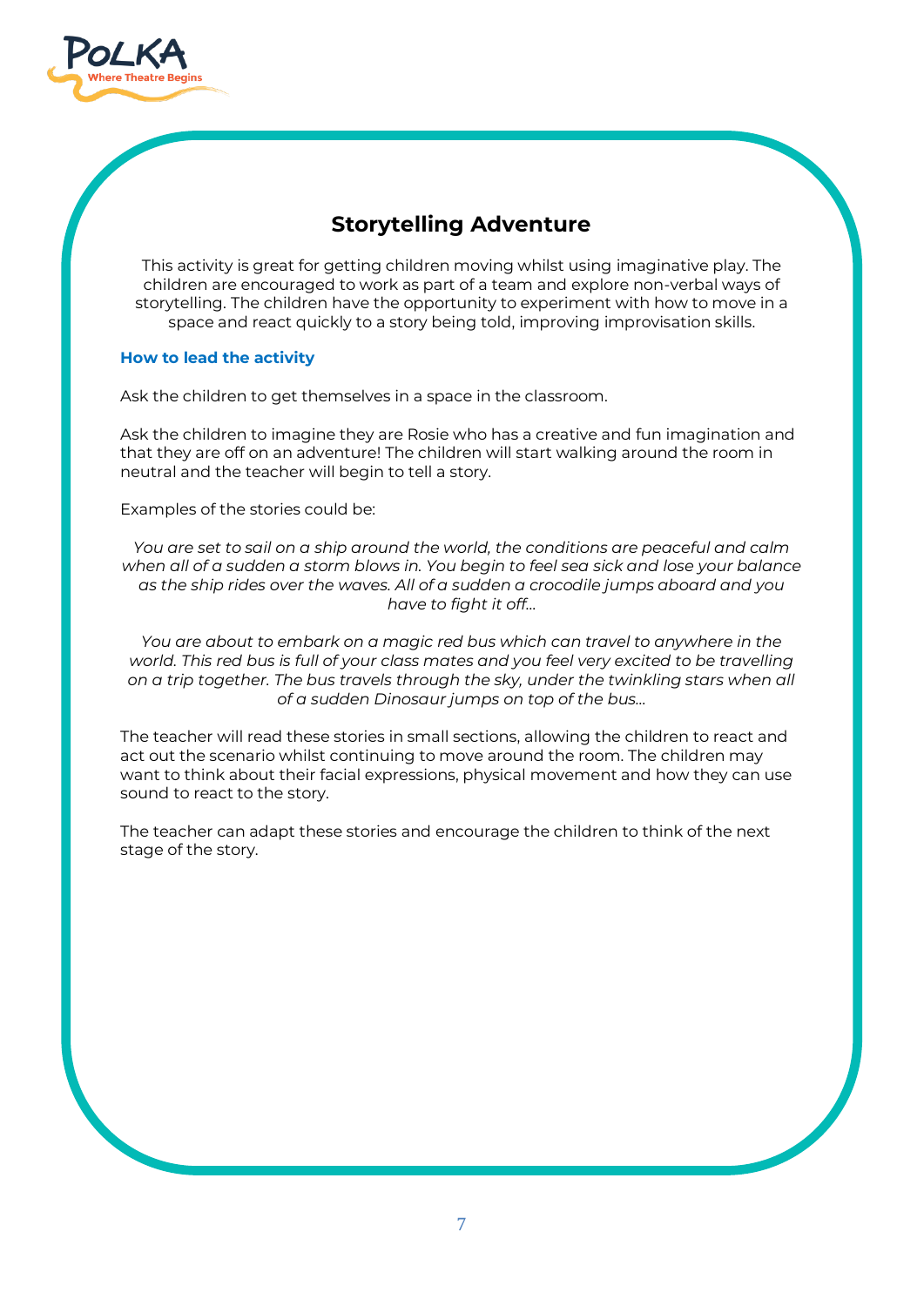## Storytelling Adventure

This activity is great for getting children moving whilst using imaginative play. The children are encouraged to work as part of a team and explore non-verbal ways of storytelling. The children have the opportunity to experiment with how to move in a space and react quickly to a story being told, improving improvisation skills.

### How to lead the activity

Ask the children to get themselves in a space in the classroom.

Ask the children to imagine they are Rosie who has a creative and fun imagination and that they are off on an adventure! The children will start walking around the room in neutral and the teacher will begin to tell a story.

Examples of the stories could be:

*You are set to sail on a ship around the world, the conditions are peaceful and calm when all of a sudden a storm blows in. You begin to feel sea sick and lose your balance as the ship rides over the waves. All of a sudden a crocodile jumps aboard and you have to fight it off…*

*You are about to embark on a magic red bus which can travel to anywhere in the world. This red bus is full of your class mates and you feel very excited to be travelling on a trip together. The bus travels through the sky, under the twinkling stars when all of a sudden Dinosaur jumps on top of the bus…*

The teacher will read these stories in small sections, allowing the children to react and act out the scenario whilst continuing to move around the room. The children may want to think about their facial expressions, physical movement and how they can use sound to react to the story.

The teacher can adapt these stories and encourage the children to think of the next stage of the story.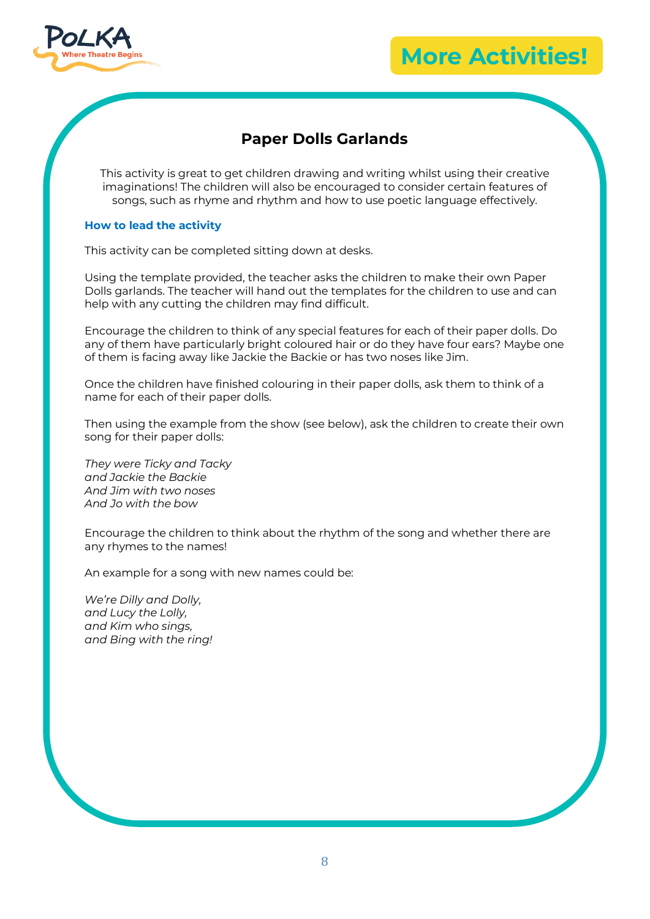# More Activities!

## Paper Dolls Garlands

This activity is great to get children drawing and writing whilst using their creative imaginations! The children will also be encouraged to consider certain features of songs, such as rhyme and rhythm and how to use poetic language effectively.

### How to lead the activity

This activity can be completed sitting down at desks.

Using the template provided, the teacher asks the children to make their own Paper Dolls garlands. The teacher will hand out the templates for the children to use and can help with any cutting the children may find difficult.

Encourage the children to think of any special features for each of their paper dolls. Do any of them have particularly bright coloured hair or do they have four ears? Maybe one of them is facing away like Jackie the Backie or has two noses like Jim.

Once the children have finished colouring in their paper dolls, ask them to think of a name for each of their paper dolls.

Then using the example from the show (see below), ask the children to create their own song for their paper dolls:

*They were Ticky and Tacky*
*and Jackie the Backie*
*And Jim with two noses*
*And Jo with the bow*

Encourage the children to think about the rhythm of the song and whether there are any rhymes to the names!

An example for a song with new names could be:

*We're Dilly and Dolly,*
*and Lucy the Lolly,*
*and Kim who sings,*
*and Bing with the ring!*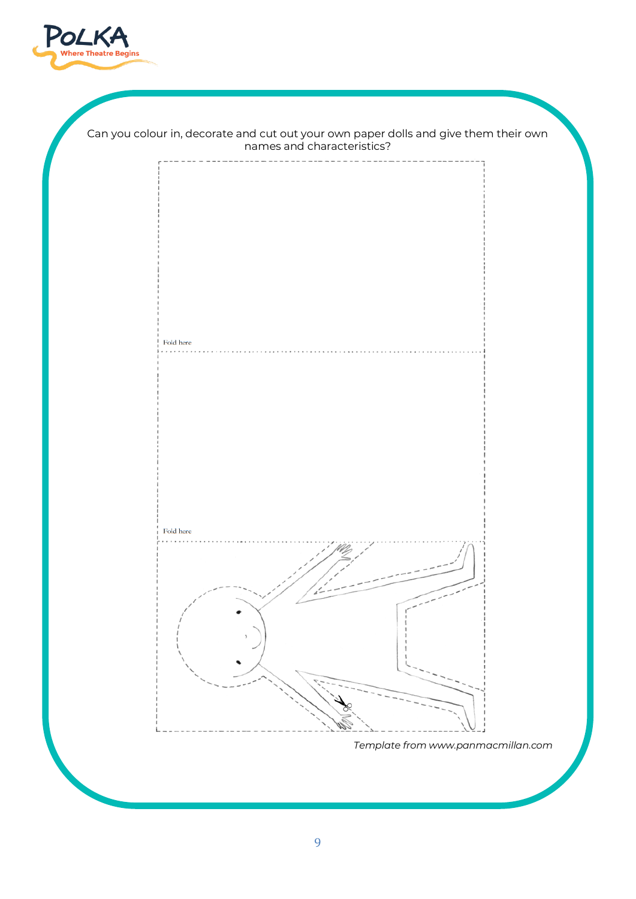Can you colour in, decorate and cut out your own paper dolls and give them their own names and characteristics?

Fold here

Fold here

*Template from www.panmacmillan.com*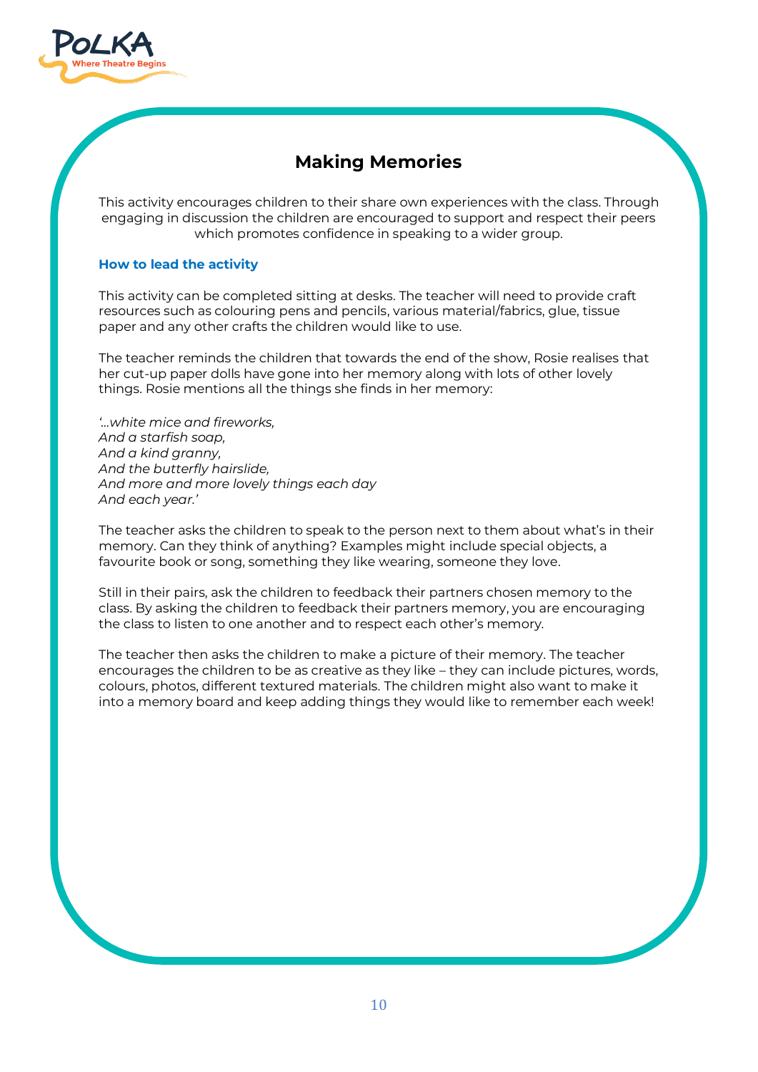## Making Memories

This activity encourages children to their share own experiences with the class. Through engaging in discussion the children are encouraged to support and respect their peers which promotes confidence in speaking to a wider group.

### How to lead the activity

This activity can be completed sitting at desks. The teacher will need to provide craft resources such as colouring pens and pencils, various material/fabrics, glue, tissue paper and any other crafts the children would like to use.

The teacher reminds the children that towards the end of the show, Rosie realises that her cut-up paper dolls have gone into her memory along with lots of other lovely things. Rosie mentions all the things she finds in her memory:

*'…white mice and fireworks,*
*And a starfish soap,*
*And a kind granny,*
*And the butterfly hairslide,*
*And more and more lovely things each day*
*And each year.'*

The teacher asks the children to speak to the person next to them about what's in their memory. Can they think of anything? Examples might include special objects, a favourite book or song, something they like wearing, someone they love.

Still in their pairs, ask the children to feedback their partners chosen memory to the class. By asking the children to feedback their partners memory, you are encouraging the class to listen to one another and to respect each other's memory.

The teacher then asks the children to make a picture of their memory. The teacher encourages the children to be as creative as they like – they can include pictures, words, colours, photos, different textured materials. The children might also want to make it into a memory board and keep adding things they would like to remember each week!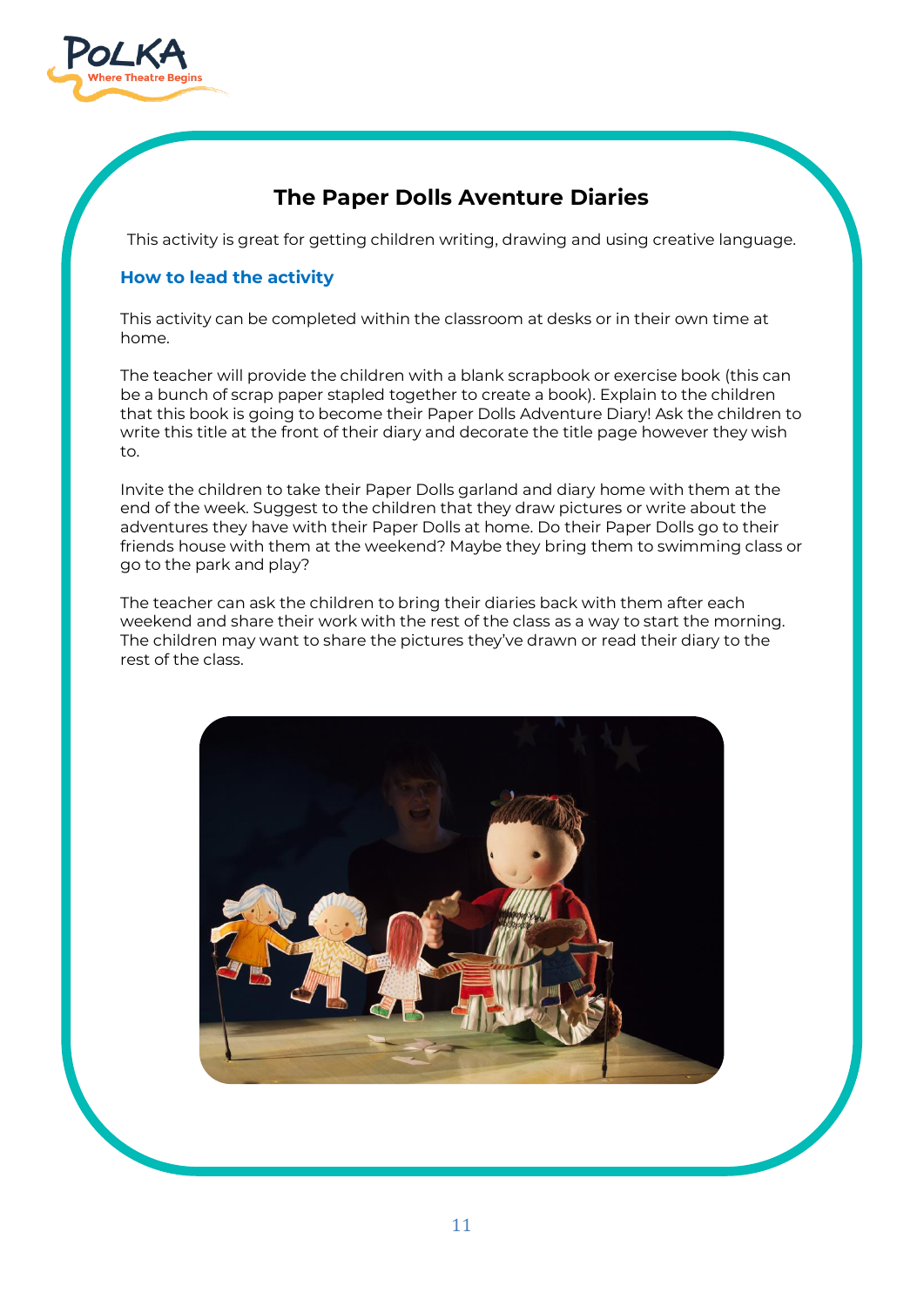## The Paper Dolls Aventure Diaries

This activity is great for getting children writing, drawing and using creative language.

### How to lead the activity

This activity can be completed within the classroom at desks or in their own time at home.

The teacher will provide the children with a blank scrapbook or exercise book (this can be a bunch of scrap paper stapled together to create a book). Explain to the children that this book is going to become their Paper Dolls Adventure Diary! Ask the children to write this title at the front of their diary and decorate the title page however they wish to.

Invite the children to take their Paper Dolls garland and diary home with them at the end of the week. Suggest to the children that they draw pictures or write about the adventures they have with their Paper Dolls at home. Do their Paper Dolls go to their friends house with them at the weekend? Maybe they bring them to swimming class or go to the park and play?

The teacher can ask the children to bring their diaries back with them after each weekend and share their work with the rest of the class as a way to start the morning. The children may want to share the pictures they've drawn or read their diary to the rest of the class.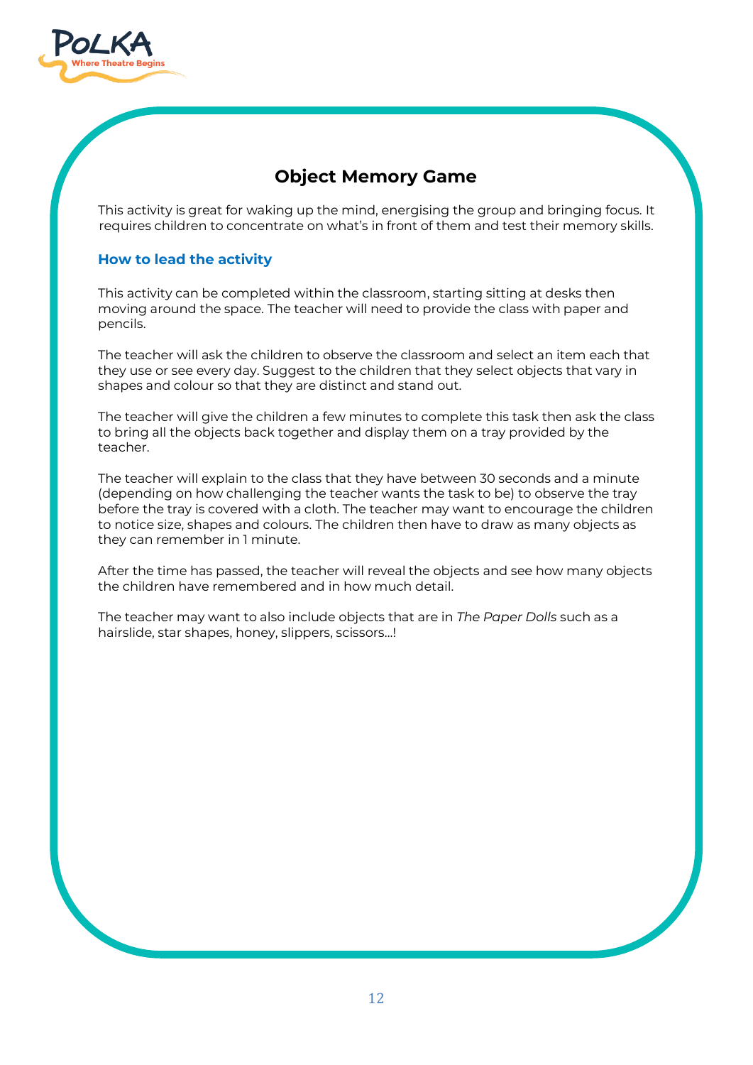## Object Memory Game

This activity is great for waking up the mind, energising the group and bringing focus. It requires children to concentrate on what's in front of them and test their memory skills.

### How to lead the activity

This activity can be completed within the classroom, starting sitting at desks then moving around the space. The teacher will need to provide the class with paper and pencils.

The teacher will ask the children to observe the classroom and select an item each that they use or see every day. Suggest to the children that they select objects that vary in shapes and colour so that they are distinct and stand out.

The teacher will give the children a few minutes to complete this task then ask the class to bring all the objects back together and display them on a tray provided by the teacher.

The teacher will explain to the class that they have between 30 seconds and a minute (depending on how challenging the teacher wants the task to be) to observe the tray before the tray is covered with a cloth. The teacher may want to encourage the children to notice size, shapes and colours. The children then have to draw as many objects as they can remember in 1 minute.

After the time has passed, the teacher will reveal the objects and see how many objects the children have remembered and in how much detail.

The teacher may want to also include objects that are in *The Paper Dolls* such as a hairslide, star shapes, honey, slippers, scissors…!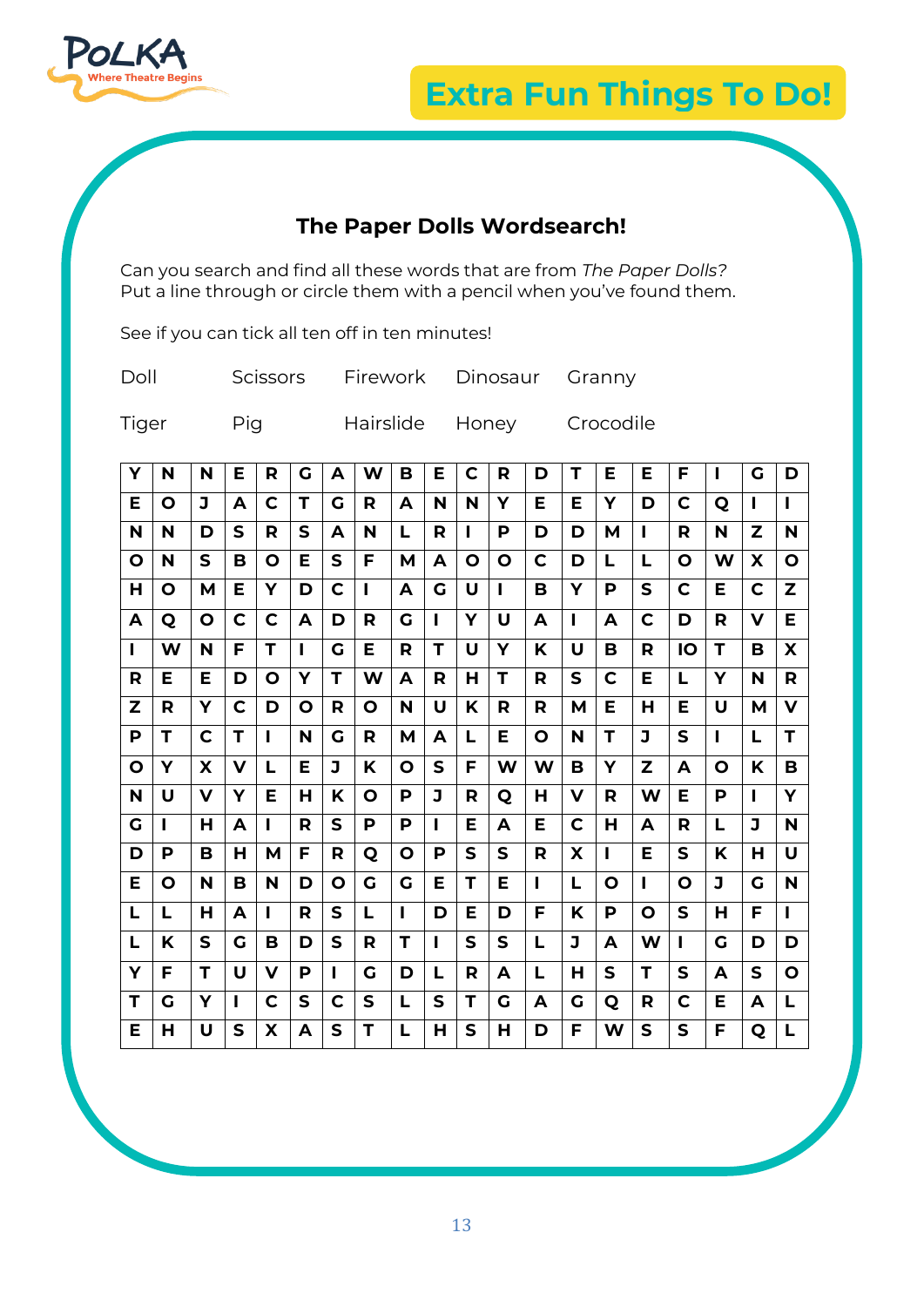# Extra Fun Things To Do!

## The Paper Dolls Wordsearch!

Can you search and find all these words that are from *The Paper Dolls*?
Put a line through or circle them with a pencil when you've found them.

See if you can tick all ten off in ten minutes!

| | | | | |
|---|---|---|---|---|
| Doll | Scissors | Firework | Dinosaur | Granny |
| Tiger | Pig | Hairslide | Honey | Crocodile |

| | | | | | | | | | | | | | | | | | | | |
|---|---|---|---|---|---|---|---|---|---|---|---|---|---|---|---|---|---|---|---|
| Y | N | N | E | R | G | A | W | B | E | C | R | D | T | E | E | F | I | G | D |
| E | O | J | A | C | T | G | R | A | N | N | Y | E | E | Y | D | C | Q | I | I |
| N | N | D | S | R | S | A | N | L | R | I | P | D | D | M | I | R | N | Z | N |
| O | N | S | B | O | E | S | F | M | A | O | O | C | D | L | L | O | W | X | O |
| H | O | M | E | Y | D | C | I | A | G | U | I | B | Y | P | S | C | E | C | Z |
| A | Q | O | C | C | A | D | R | G | I | Y | U | A | I | A | C | D | R | V | E |
| I | W | N | F | T | I | G | E | R | T | U | Y | K | U | B | R | IO | T | B | X |
| R | E | E | D | O | Y | T | W | A | R | H | T | R | S | C | E | L | Y | N | R |
| Z | R | Y | C | D | O | R | O | N | U | K | R | R | M | E | H | E | U | M | V |
| P | T | C | T | I | N | G | R | M | A | L | E | O | N | T | J | S | I | L | T |
| O | Y | X | V | L | E | J | K | O | S | F | W | W | B | Y | Z | A | O | K | B |
| N | U | V | Y | E | H | K | O | P | J | R | Q | H | V | R | W | E | P | I | Y |
| G | I | H | A | I | R | S | P | P | I | E | A | E | C | H | A | R | L | J | N |
| D | P | B | H | M | F | R | Q | O | P | S | S | R | X | I | E | S | K | H | U |
| E | O | N | B | N | D | O | G | G | E | T | E | I | L | O | I | O | J | G | N |
| L | L | H | A | I | R | S | L | I | D | E | D | F | K | P | O | S | H | F | I |
| L | K | S | G | B | D | S | R | T | I | S | S | L | J | A | W | I | G | D | D |
| Y | F | T | U | V | P | I | G | D | L | R | A | L | H | S | T | S | A | S | O |
| T | G | Y | I | C | S | C | S | L | S | T | G | A | G | Q | R | C | E | A | L |
| E | H | U | S | X | A | S | T | L | H | S | H | D | F | W | S | S | F | Q | L |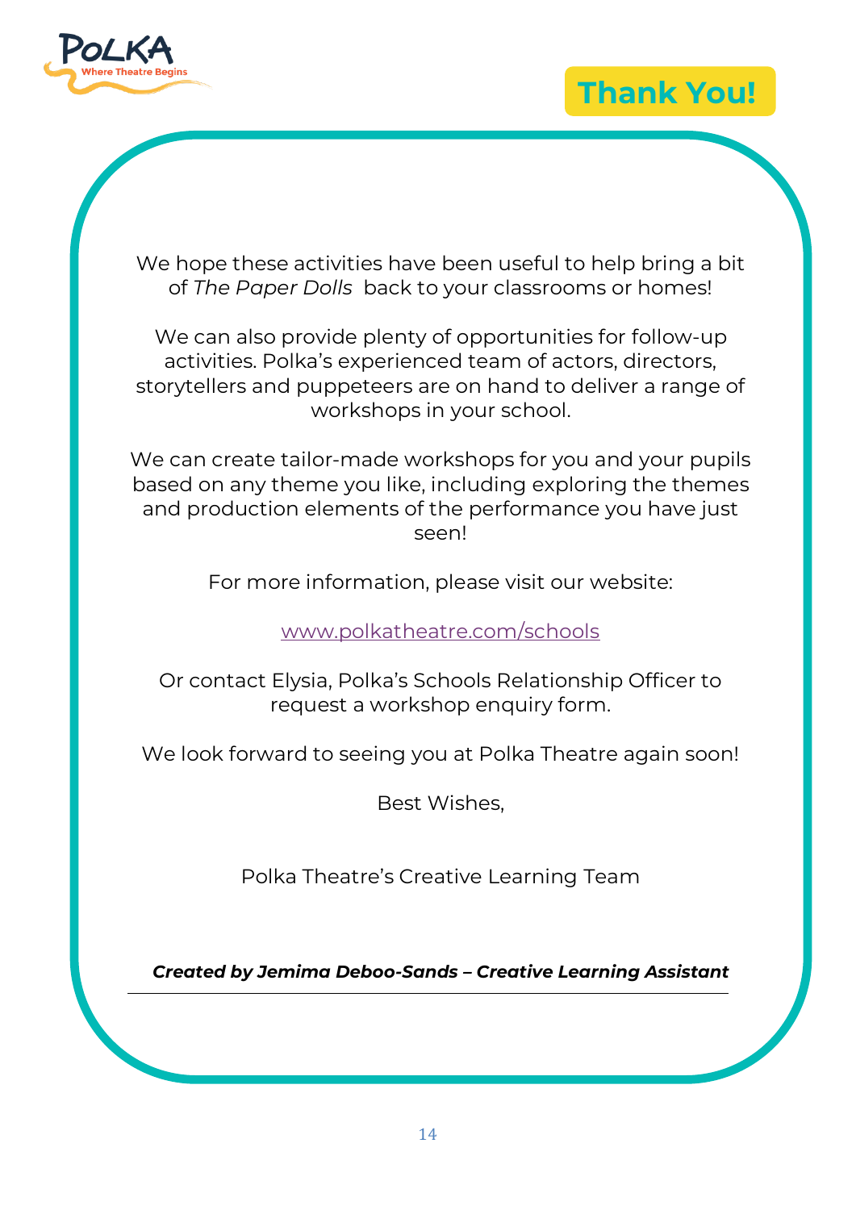# Thank You!

We hope these activities have been useful to help bring a bit of *The Paper Dolls* back to your classrooms or homes!

We can also provide plenty of opportunities for follow-up activities. Polka's experienced team of actors, directors, storytellers and puppeteers are on hand to deliver a range of workshops in your school.

We can create tailor-made workshops for you and your pupils based on any theme you like, including exploring the themes and production elements of the performance you have just seen!

For more information, please visit our website:

[www.polkatheatre.com/schools](http://www.polkatheatre.com/schools)

Or contact Elysia, Polka's Schools Relationship Officer to request a workshop enquiry form.

We look forward to seeing you at Polka Theatre again soon!

Best Wishes,

Polka Theatre's Creative Learning Team

***Created by Jemima Deboo-Sands – Creative Learning Assistant***